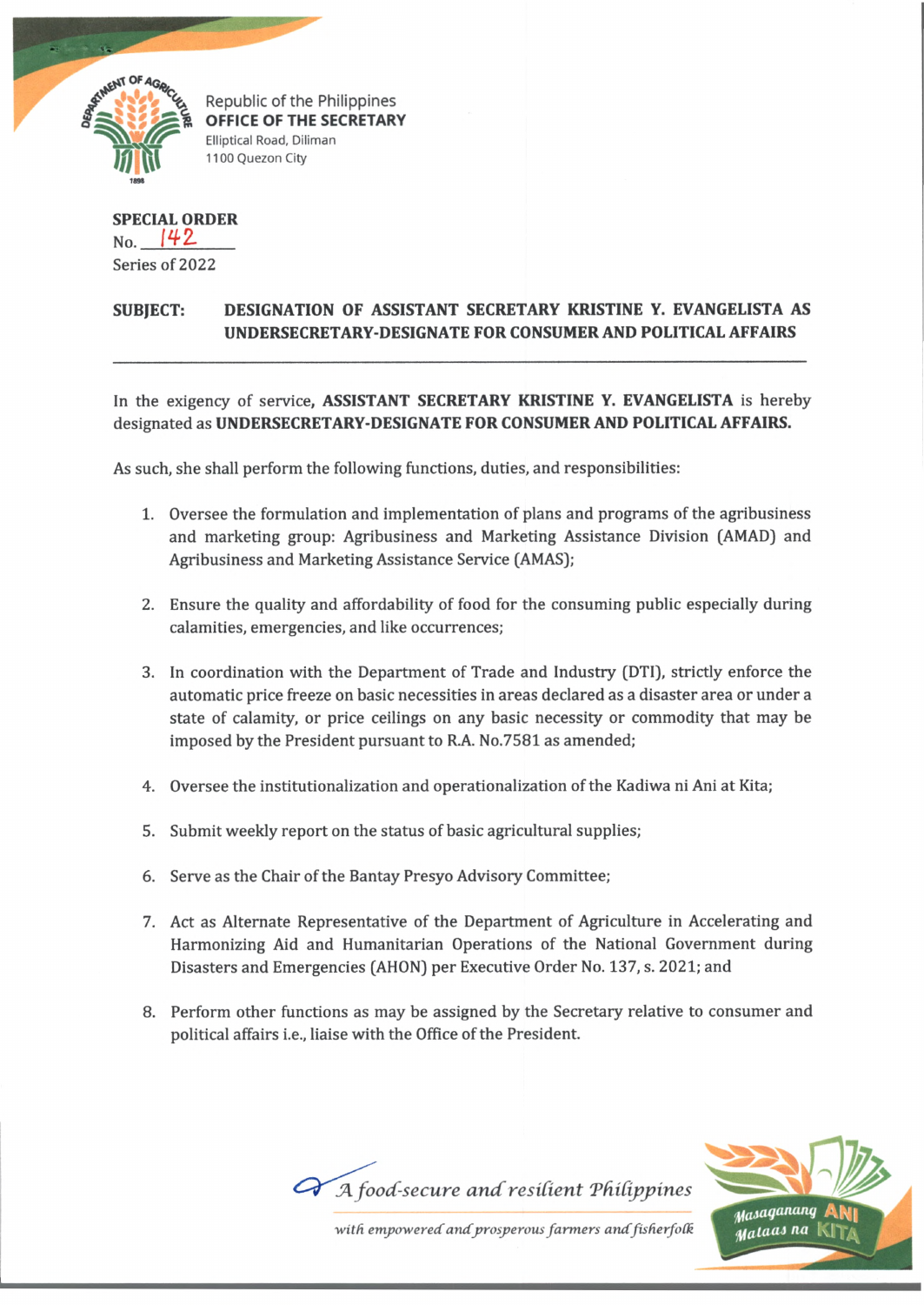Republic of the Philippines
**OFFICE OF THE SECRETARY**
Elliptical Road, Diliman
1100 Quezon City

**SPECIAL ORDER**
No. 142
Series of 2022

**SUBJECT: DESIGNATION OF ASSISTANT SECRETARY KRISTINE Y. EVANGELISTA AS UNDERSECRETARY-DESIGNATE FOR CONSUMER AND POLITICAL AFFAIRS**

---

In the exigency of service, **ASSISTANT SECRETARY KRISTINE Y. EVANGELISTA** is hereby designated as **UNDERSECRETARY-DESIGNATE FOR CONSUMER AND POLITICAL AFFAIRS.**

As such, she shall perform the following functions, duties, and responsibilities:

1. Oversee the formulation and implementation of plans and programs of the agribusiness and marketing group: Agribusiness and Marketing Assistance Division (AMAD) and Agribusiness and Marketing Assistance Service (AMAS);

2. Ensure the quality and affordability of food for the consuming public especially during calamities, emergencies, and like occurrences;

3. In coordination with the Department of Trade and Industry (DTI), strictly enforce the automatic price freeze on basic necessities in areas declared as a disaster area or under a state of calamity, or price ceilings on any basic necessity or commodity that may be imposed by the President pursuant to R.A. No.7581 as amended;

4. Oversee the institutionalization and operationalization of the Kadiwa ni Ani at Kita;

5. Submit weekly report on the status of basic agricultural supplies;

6. Serve as the Chair of the Bantay Presyo Advisory Committee;

7. Act as Alternate Representative of the Department of Agriculture in Accelerating and Harmonizing Aid and Humanitarian Operations of the National Government during Disasters and Emergencies (AHON) per Executive Order No. 137, s. 2021; and

8. Perform other functions as may be assigned by the Secretary relative to consumer and political affairs i.e., liaise with the Office of the President.

*A food-secure and resilient Philippines*
*with empowered and prosperous farmers and fisherfolk*

Masaganang ANI Mataas na KITA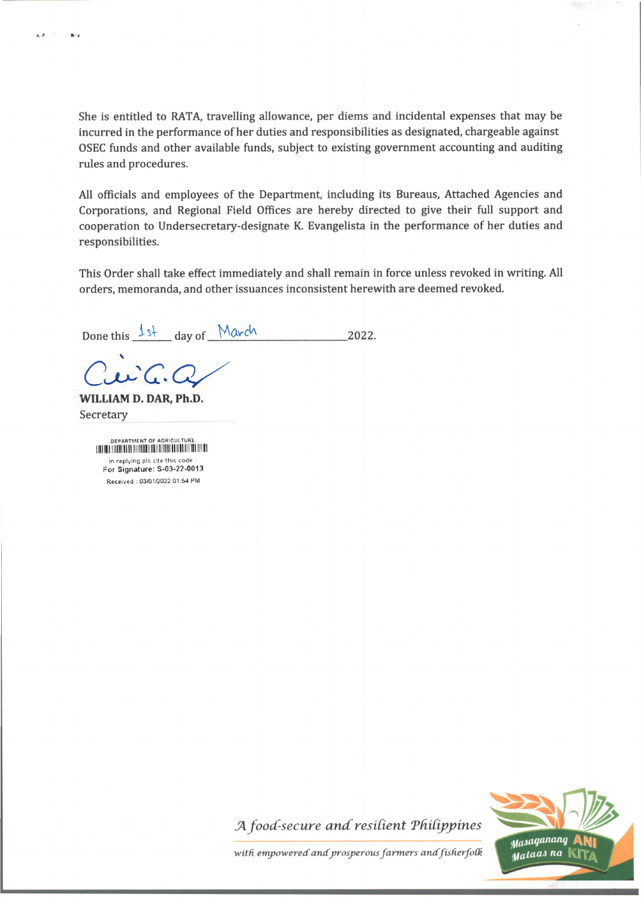She is entitled to RATA, travelling allowance, per diems and incidental expenses that may be incurred in the performance of her duties and responsibilities as designated, chargeable against OSEC funds and other available funds, subject to existing government accounting and auditing rules and procedures.

All officials and employees of the Department, including its Bureaus, Attached Agencies and Corporations, and Regional Field Offices are hereby directed to give their full support and cooperation to Undersecretary-designate K. Evangelista in the performance of her duties and responsibilities.

This Order shall take effect immediately and shall remain in force unless revoked in writing. All orders, memoranda, and other issuances inconsistent herewith are deemed revoked.

Done this 1st day of March 2022.

**WILLIAM D. DAR, Ph.D.**
Secretary

DEPARTMENT OF AGRICULTURE
in replying pls cite this code :
For Signature: S-03-22-0013
Received : 03/01/2022 01:54 PM

*A food-secure and resilient Philippines*
*with empowered and prosperous farmers and fisherfolk*

Masaganang ANI Mataas na KITA